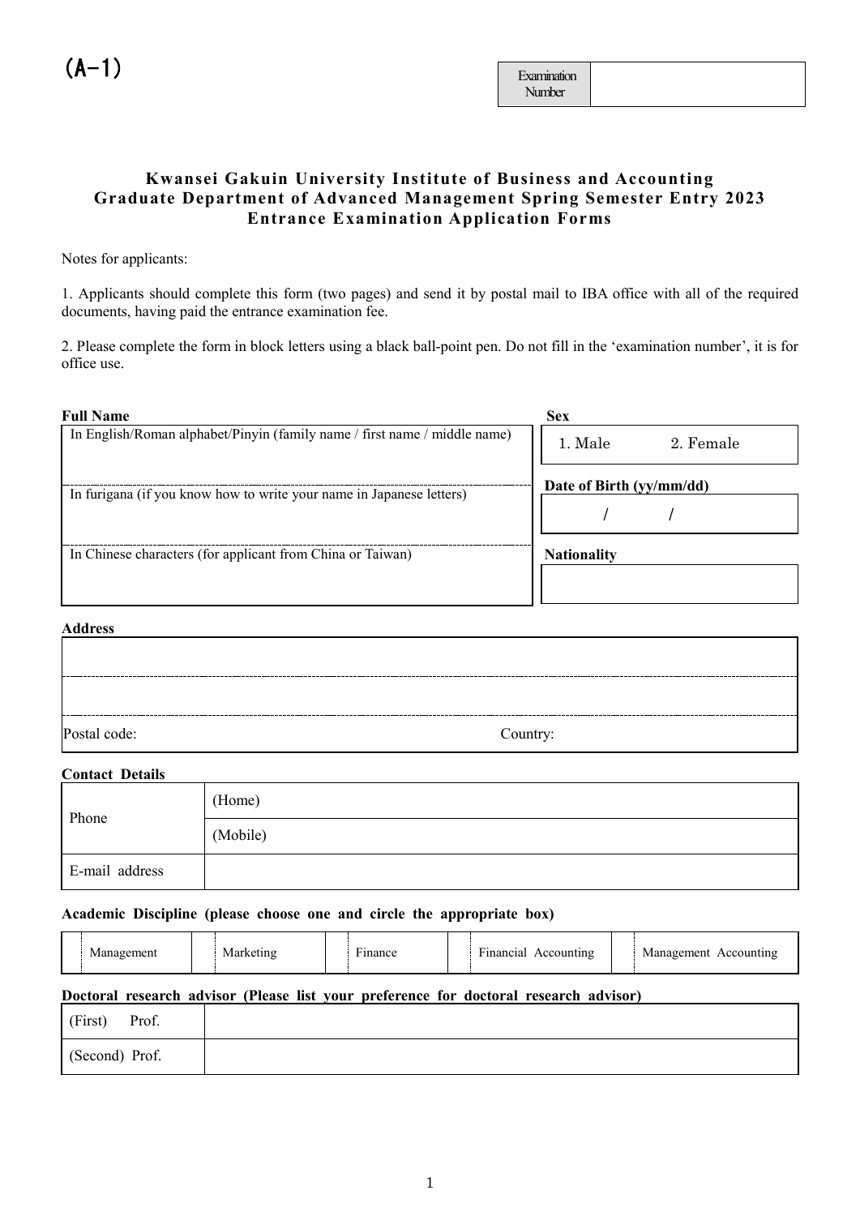(A-1)

| Examination Number | |
|---|---|

**Kwansei Gakuin University Institute of Business and Accounting**
**Graduate Department of Advanced Management Spring Semester Entry 2023**
**Entrance Examination Application Forms**

Notes for applicants:

1. Applicants should complete this form (two pages) and send it by postal mail to IBA office with all of the required documents, having paid the entrance examination fee.

2. Please complete the form in block letters using a black ball-point pen. Do not fill in the 'examination number', it is for office use.

| **Full Name** | **Sex** |
|---|---|
| In English/Roman alphabet/Pinyin (family name / first name / middle name) | 1. Male 2. Female |
| In furigana (if you know how to write your name in Japanese letters) | **Date of Birth (yy/mm/dd)** / / |
| In Chinese characters (for applicant from China or Taiwan) | **Nationality** |

**Address**

| |
|---|
| |
| |
| Postal code: Country: |

**Contact Details**

| | |
|---|---|
| Phone | (Home) |
| | (Mobile) |
| E-mail address | |

**Academic Discipline (please choose one and circle the appropriate box)**

| | Management | | Marketing | | Finance | | Financial Accounting | | Management Accounting |
|---|---|---|---|---|---|---|---|---|---|

**Doctoral research advisor (Please list your preference for doctoral research advisor)**

| | |
|---|---|
| (First) Prof. | |
| (Second) Prof. | |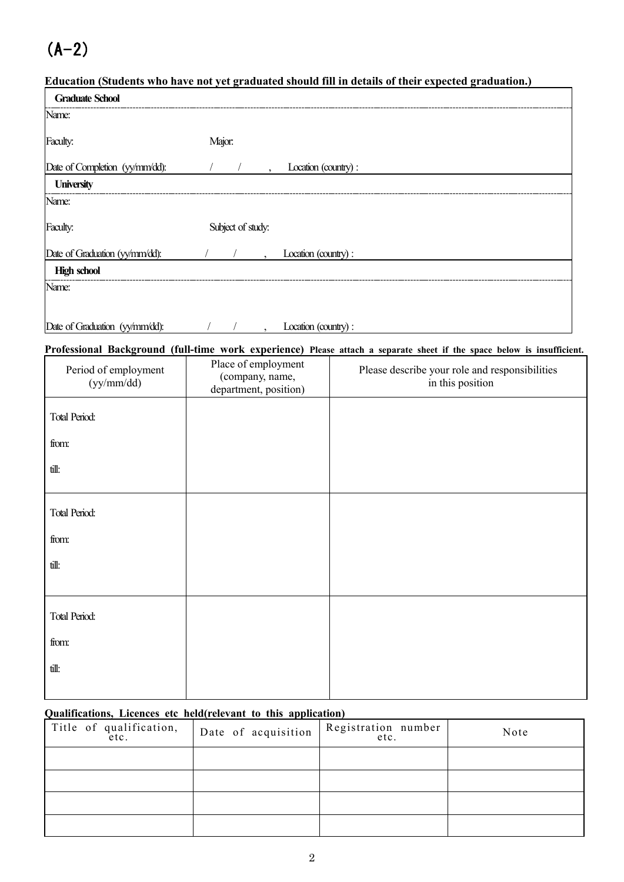# (A-2)

**Education (Students who have not yet graduated should fill in details of their expected graduation.)**

**Graduate School**

Name:

Faculty: Major:

Date of Completion (yy/mm/dd): / / , Location (country) :

**University**

Name:

Faculty: Subject of study:

Date of Graduation (yy/mm/dd): / / , Location (country) :

**High school**

Name:

Date of Graduation (yy/mm/dd): / / , Location (country) :

**Professional Background (full-time work experience)** **Please attach a separate sheet if the space below is insufficient.**

| Period of employment (yy/mm/dd) | Place of employment (company, name, department, position) | Please describe your role and responsibilities in this position |
|---|---|---|
| Total Period:<br>from:<br>till: | | |
| Total Period:<br>from:<br>till: | | |
| Total Period:<br>from:<br>till: | | |

**Qualifications, Licences etc held(relevant to this application)**

| Title of qualification, etc. | Date of acquisition | Registration number etc. | Note |
|---|---|---|---|
| | | | |
| | | | |
| | | | |
| | | | |